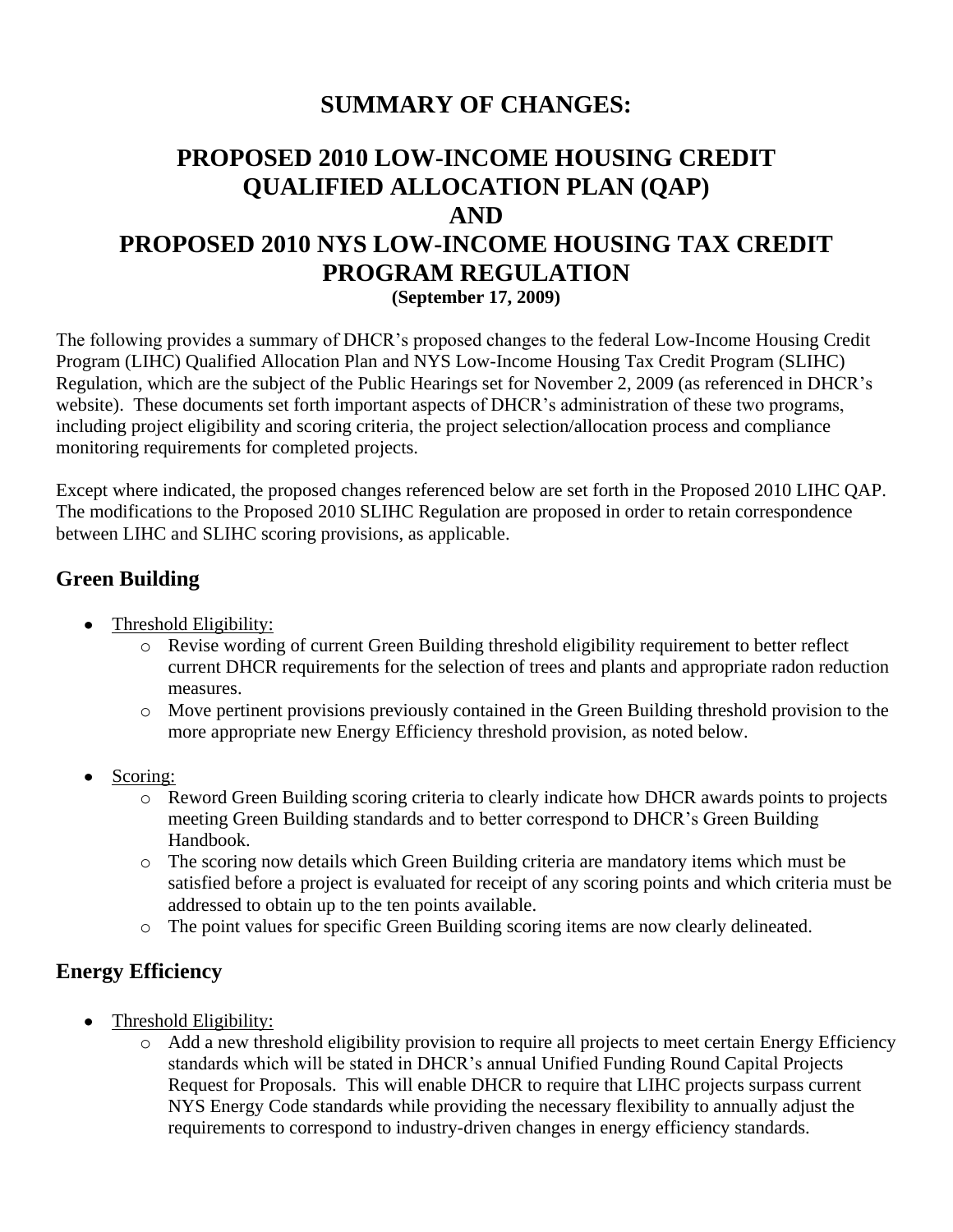# SUMMARY OF CHANGES:

# PROPOSED 2010 LOW-INCOME HOUSING CREDIT QUALIFIED ALLOCATION PLAN (QAP) AND PROPOSED 2010 NYS LOW-INCOME HOUSING TAX CREDIT PROGRAM REGULATION

**(September 17, 2009)**

The following provides a summary of DHCR's proposed changes to the federal Low-Income Housing Credit Program (LIHC) Qualified Allocation Plan and NYS Low-Income Housing Tax Credit Program (SLIHC) Regulation, which are the subject of the Public Hearings set for November 2, 2009 (as referenced in DHCR's website). These documents set forth important aspects of DHCR's administration of these two programs, including project eligibility and scoring criteria, the project selection/allocation process and compliance monitoring requirements for completed projects.

Except where indicated, the proposed changes referenced below are set forth in the Proposed 2010 LIHC QAP. The modifications to the Proposed 2010 SLIHC Regulation are proposed in order to retain correspondence between LIHC and SLIHC scoring provisions, as applicable.

## Green Building

- Threshold Eligibility:
  - Revise wording of current Green Building threshold eligibility requirement to better reflect current DHCR requirements for the selection of trees and plants and appropriate radon reduction measures.
  - Move pertinent provisions previously contained in the Green Building threshold provision to the more appropriate new Energy Efficiency threshold provision, as noted below.

- Scoring:
  - Reword Green Building scoring criteria to clearly indicate how DHCR awards points to projects meeting Green Building standards and to better correspond to DHCR's Green Building Handbook.
  - The scoring now details which Green Building criteria are mandatory items which must be satisfied before a project is evaluated for receipt of any scoring points and which criteria must be addressed to obtain up to the ten points available.
  - The point values for specific Green Building scoring items are now clearly delineated.

## Energy Efficiency

- Threshold Eligibility:
  - Add a new threshold eligibility provision to require all projects to meet certain Energy Efficiency standards which will be stated in DHCR's annual Unified Funding Round Capital Projects Request for Proposals. This will enable DHCR to require that LIHC projects surpass current NYS Energy Code standards while providing the necessary flexibility to annually adjust the requirements to correspond to industry-driven changes in energy efficiency standards.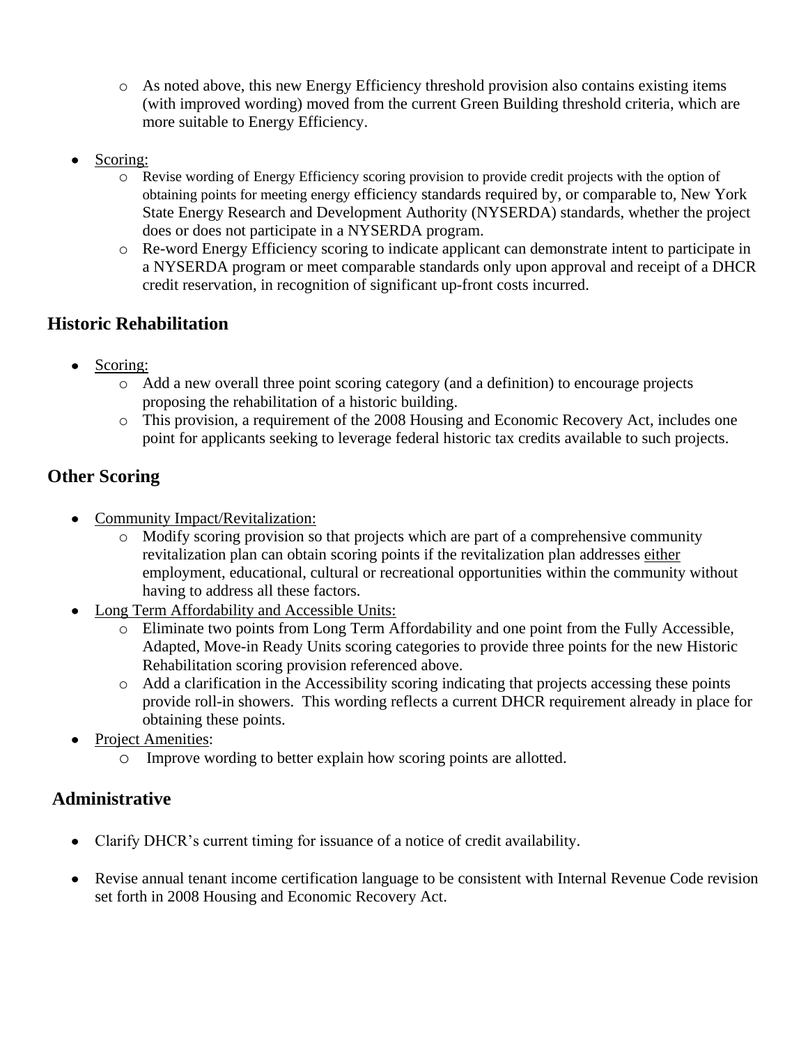- As noted above, this new Energy Efficiency threshold provision also contains existing items (with improved wording) moved from the current Green Building threshold criteria, which are more suitable to Energy Efficiency.

- <u>Scoring:</u>
  - Revise wording of Energy Efficiency scoring provision to provide credit projects with the option of obtaining points for meeting energy efficiency standards required by, or comparable to, New York State Energy Research and Development Authority (NYSERDA) standards, whether the project does or does not participate in a NYSERDA program.
  - Re-word Energy Efficiency scoring to indicate applicant can demonstrate intent to participate in a NYSERDA program or meet comparable standards only upon approval and receipt of a DHCR credit reservation, in recognition of significant up-front costs incurred.

## Historic Rehabilitation

- <u>Scoring:</u>
  - Add a new overall three point scoring category (and a definition) to encourage projects proposing the rehabilitation of a historic building.
  - This provision, a requirement of the 2008 Housing and Economic Recovery Act, includes one point for applicants seeking to leverage federal historic tax credits available to such projects.

## Other Scoring

- <u>Community Impact/Revitalization:</u>
  - Modify scoring provision so that projects which are part of a comprehensive community revitalization plan can obtain scoring points if the revitalization plan addresses <u>either</u> employment, educational, cultural or recreational opportunities within the community without having to address all these factors.
- <u>Long Term Affordability and Accessible Units:</u>
  - Eliminate two points from Long Term Affordability and one point from the Fully Accessible, Adapted, Move-in Ready Units scoring categories to provide three points for the new Historic Rehabilitation scoring provision referenced above.
  - Add a clarification in the Accessibility scoring indicating that projects accessing these points provide roll-in showers. This wording reflects a current DHCR requirement already in place for obtaining these points.
- <u>Project Amenities</u>:
  - Improve wording to better explain how scoring points are allotted.

## Administrative

- Clarify DHCR's current timing for issuance of a notice of credit availability.

- Revise annual tenant income certification language to be consistent with Internal Revenue Code revision set forth in 2008 Housing and Economic Recovery Act.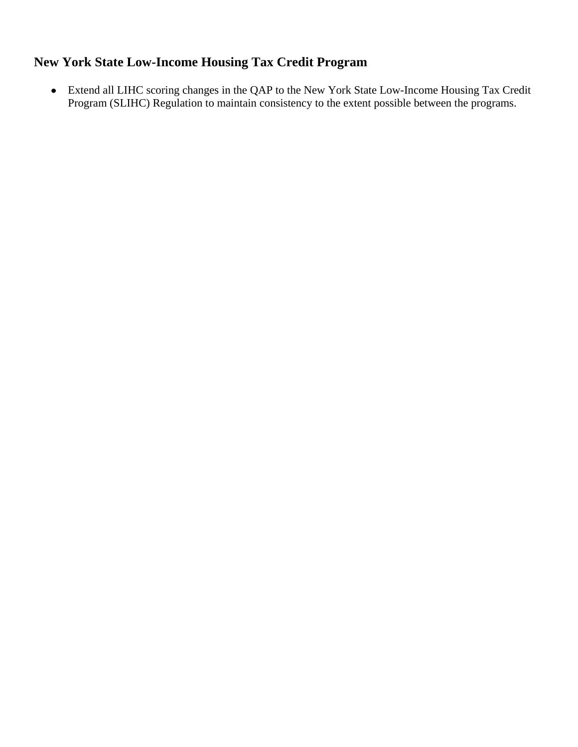## New York State Low-Income Housing Tax Credit Program

- Extend all LIHC scoring changes in the QAP to the New York State Low-Income Housing Tax Credit Program (SLIHC) Regulation to maintain consistency to the extent possible between the programs.